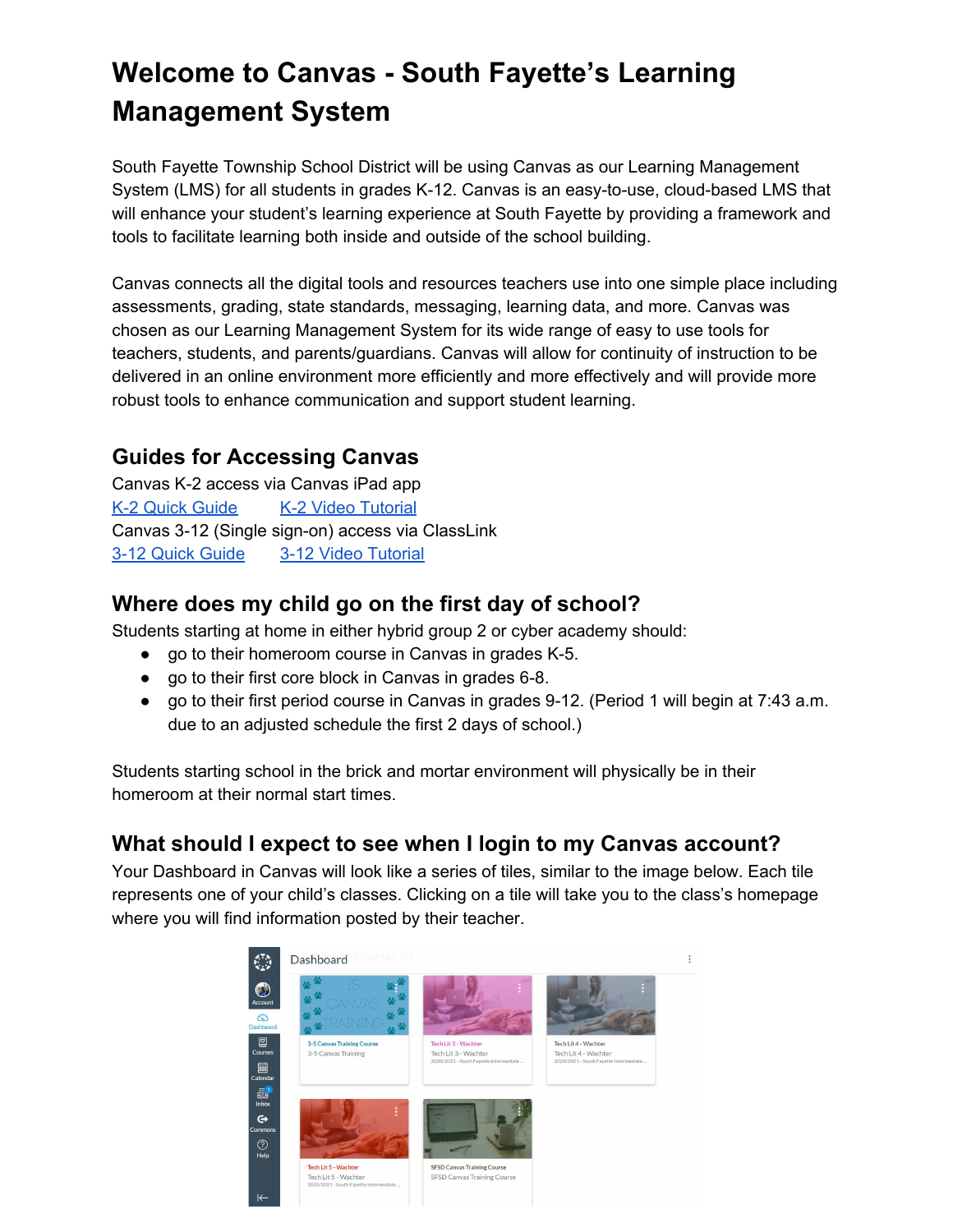# Welcome to Canvas - South Fayette's Learning Management System

South Fayette Township School District will be using Canvas as our Learning Management System (LMS) for all students in grades K-12. Canvas is an easy-to-use, cloud-based LMS that will enhance your student's learning experience at South Fayette by providing a framework and tools to facilitate learning both inside and outside of the school building.

Canvas connects all the digital tools and resources teachers use into one simple place including assessments, grading, state standards, messaging, learning data, and more. Canvas was chosen as our Learning Management System for its wide range of easy to use tools for teachers, students, and parents/guardians. Canvas will allow for continuity of instruction to be delivered in an online environment more efficiently and more effectively and will provide more robust tools to enhance communication and support student learning.

## Guides for Accessing Canvas

Canvas K-2 access via Canvas iPad app

K-2 Quick Guide    K-2 Video Tutorial

Canvas 3-12 (Single sign-on) access via ClassLink

3-12 Quick Guide    3-12 Video Tutorial

## Where does my child go on the first day of school?

Students starting at home in either hybrid group 2 or cyber academy should:

- go to their homeroom course in Canvas in grades K-5.
- go to their first core block in Canvas in grades 6-8.
- go to their first period course in Canvas in grades 9-12. (Period 1 will begin at 7:43 a.m. due to an adjusted schedule the first 2 days of school.)

Students starting school in the brick and mortar environment will physically be in their homeroom at their normal start times.

## What should I expect to see when I login to my Canvas account?

Your Dashboard in Canvas will look like a series of tiles, similar to the image below. Each tile represents one of your child's classes. Clicking on a tile will take you to the class's homepage where you will find information posted by their teacher.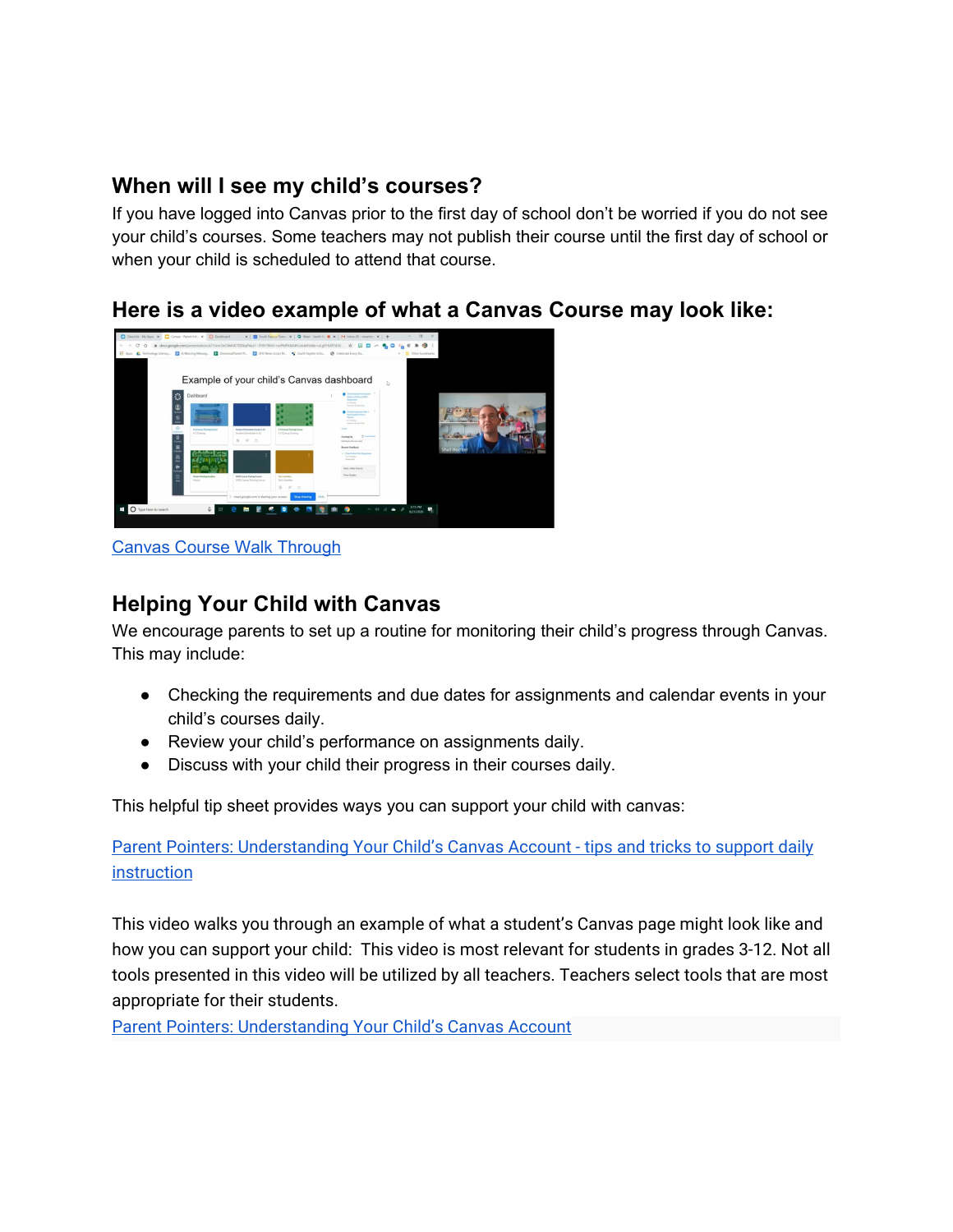## When will I see my child's courses?

If you have logged into Canvas prior to the first day of school don't be worried if you do not see your child's courses. Some teachers may not publish their course until the first day of school or when your child is scheduled to attend that course.

## Here is a video example of what a Canvas Course may look like:

Canvas Course Walk Through

## Helping Your Child with Canvas

We encourage parents to set up a routine for monitoring their child's progress through Canvas. This may include:

- Checking the requirements and due dates for assignments and calendar events in your child's courses daily.
- Review your child's performance on assignments daily.
- Discuss with your child their progress in their courses daily.

This helpful tip sheet provides ways you can support your child with canvas:

Parent Pointers: Understanding Your Child's Canvas Account - tips and tricks to support daily instruction

This video walks you through an example of what a student's Canvas page might look like and how you can support your child: This video is most relevant for students in grades 3-12. Not all tools presented in this video will be utilized by all teachers. Teachers select tools that are most appropriate for their students.

Parent Pointers: Understanding Your Child's Canvas Account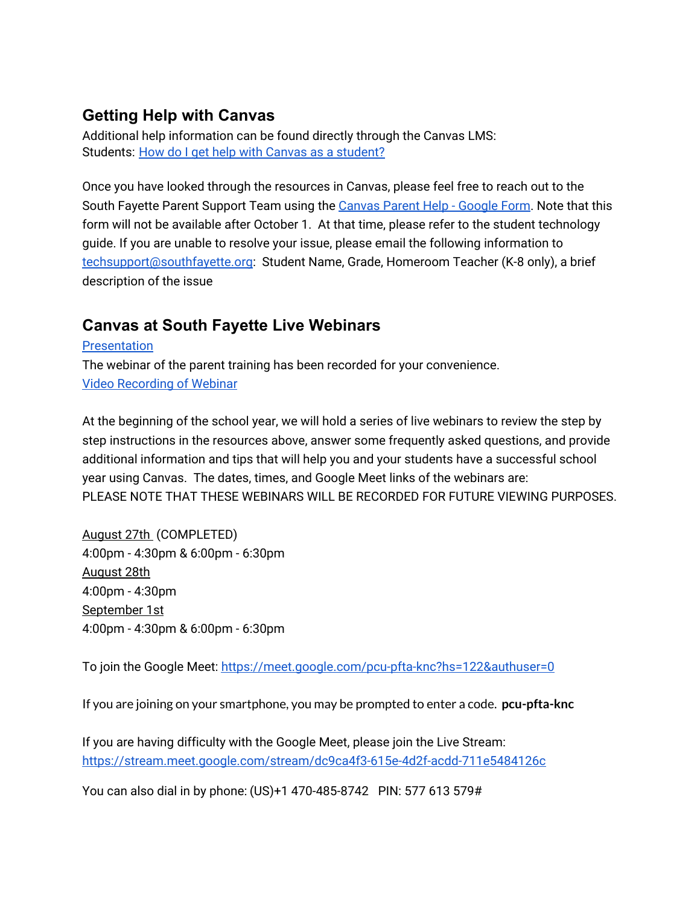## Getting Help with Canvas

Additional help information can be found directly through the Canvas LMS:
Students: [How do I get help with Canvas as a student?]

Once you have looked through the resources in Canvas, please feel free to reach out to the South Fayette Parent Support Team using the [Canvas Parent Help - Google Form]. Note that this form will not be available after October 1. At that time, please refer to the student technology guide. If you are unable to resolve your issue, please email the following information to techsupport@southfayette.org: Student Name, Grade, Homeroom Teacher (K-8 only), a brief description of the issue

## Canvas at South Fayette Live Webinars

[Presentation]
The webinar of the parent training has been recorded for your convenience.
[Video Recording of Webinar]

At the beginning of the school year, we will hold a series of live webinars to review the step by step instructions in the resources above, answer some frequently asked questions, and provide additional information and tips that will help you and your students have a successful school year using Canvas. The dates, times, and Google Meet links of the webinars are:
PLEASE NOTE THAT THESE WEBINARS WILL BE RECORDED FOR FUTURE VIEWING PURPOSES.

August 27th (COMPLETED)
4:00pm - 4:30pm & 6:00pm - 6:30pm
August 28th
4:00pm - 4:30pm
September 1st
4:00pm - 4:30pm & 6:00pm - 6:30pm

To join the Google Meet: https://meet.google.com/pcu-pfta-knc?hs=122&authuser=0

If you are joining on your smartphone, you may be prompted to enter a code. **pcu-pfta-knc**

If you are having difficulty with the Google Meet, please join the Live Stream:
https://stream.meet.google.com/stream/dc9ca4f3-615e-4d2f-acdd-711e5484126c

You can also dial in by phone: (US)+1 470-485-8742 PIN: 577 613 579#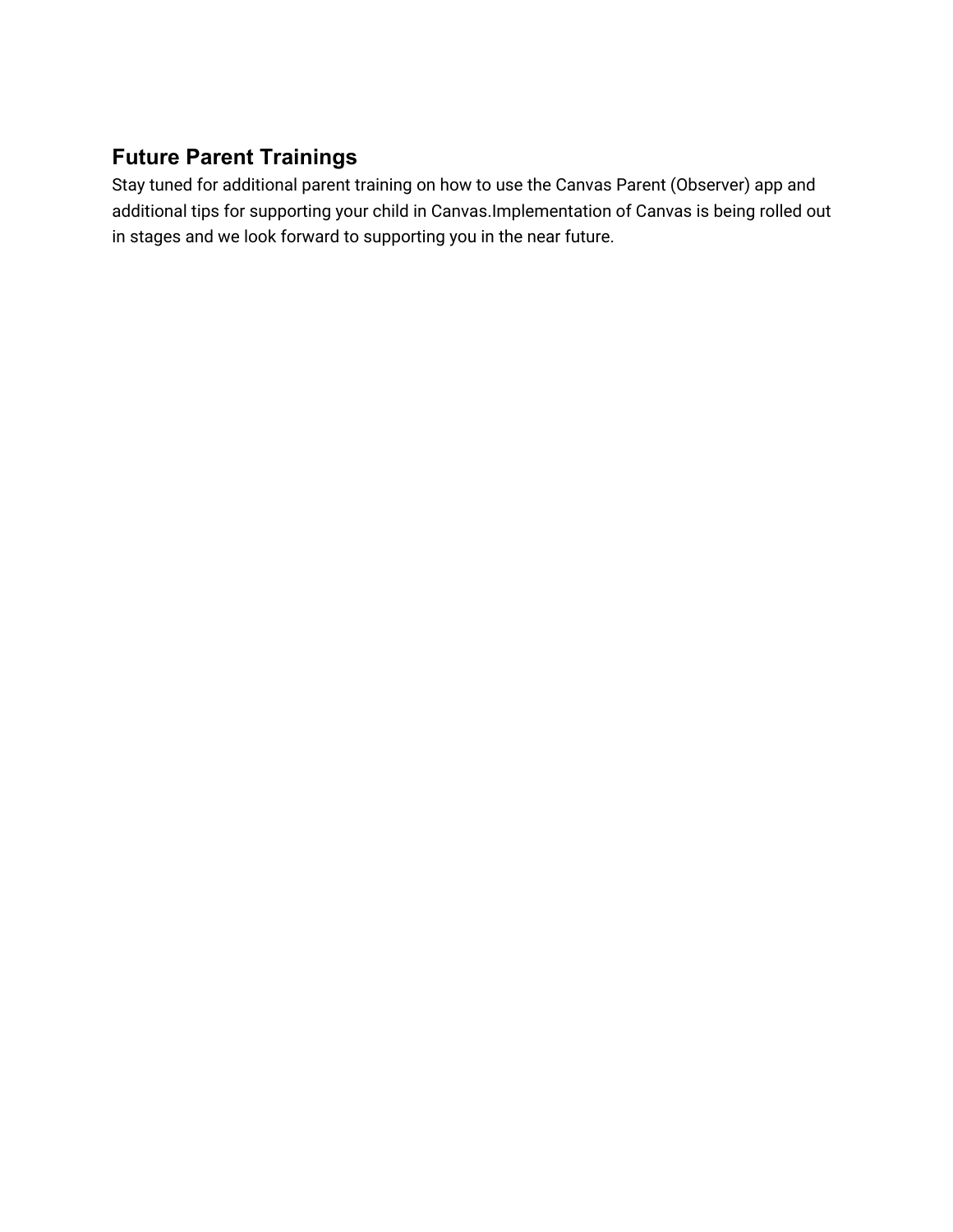## Future Parent Trainings

Stay tuned for additional parent training on how to use the Canvas Parent (Observer) app and additional tips for supporting your child in Canvas.Implementation of Canvas is being rolled out in stages and we look forward to supporting you in the near future.